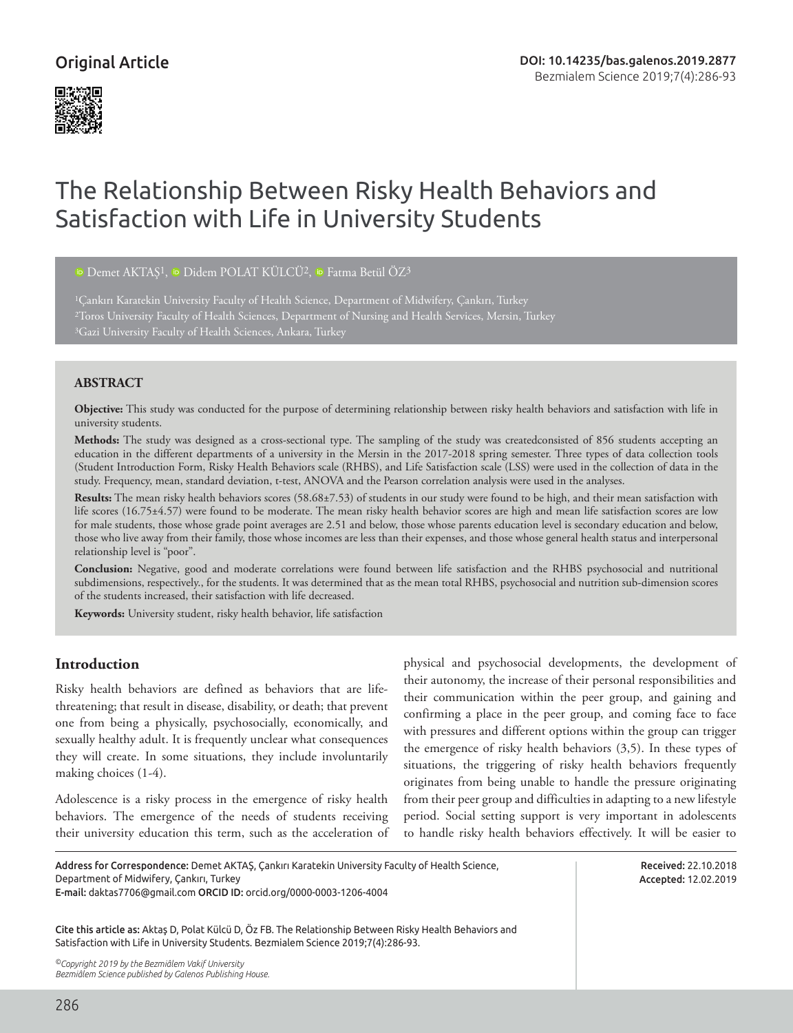Original Article

# The Relationship Between Risky Health Behaviors and Satisfaction with Life in University Students

Demet AKTAŞ[1], Didem POLAT KÜLCÜ[2], Fatma Betül ÖZ[3]

[1]Çankırı Karatekin University Faculty of Health Science, Department of Midwifery, Çankırı, Turkey
[2]Toros University Faculty of Health Sciences, Department of Nursing and Health Services, Mersin, Turkey
[3]Gazi University Faculty of Health Sciences, Ankara, Turkey

## ABSTRACT

**Objective:** This study was conducted for the purpose of determining relationship between risky health behaviors and satisfaction with life in university students.

**Methods:** The study was designed as a cross-sectional type. The sampling of the study was createdconsisted of 856 students accepting an education in the different departments of a university in the Mersin in the 2017-2018 spring semester. Three types of data collection tools (Student Introduction Form, Risky Health Behaviors scale (RHBS), and Life Satisfaction scale (LSS) were used in the collection of data in the study. Frequency, mean, standard deviation, t-test, ANOVA and the Pearson correlation analysis were used in the analyses.

**Results:** The mean risky health behaviors scores (58.68±7.53) of students in our study were found to be high, and their mean satisfaction with life scores (16.75±4.57) were found to be moderate. The mean risky health behavior scores are high and mean life satisfaction scores are low for male students, those whose grade point averages are 2.51 and below, those whose parents education level is secondary education and below, those who live away from their family, those whose incomes are less than their expenses, and those whose general health status and interpersonal relationship level is "poor".

**Conclusion:** Negative, good and moderate correlations were found between life satisfaction and the RHBS psychosocial and nutritional subdimensions, respectively., for the students. It was determined that as the mean total RHBS, psychosocial and nutrition sub-dimension scores of the students increased, their satisfaction with life decreased.

**Keywords:** University student, risky health behavior, life satisfaction

## Introduction

Risky health behaviors are defined as behaviors that are life-threatening; that result in disease, disability, or death; that prevent one from being a physically, psychosocially, economically, and sexually healthy adult. It is frequently unclear what consequences they will create. In some situations, they include involuntarily making choices (1-4).

Adolescence is a risky process in the emergence of risky health behaviors. The emergence of the needs of students receiving their university education this term, such as the acceleration of physical and psychosocial developments, the development of their autonomy, the increase of their personal responsibilities and their communication within the peer group, and gaining and confirming a place in the peer group, and coming face to face with pressures and different options within the group can trigger the emergence of risky health behaviors (3,5). In these types of situations, the triggering of risky health behaviors frequently originates from being unable to handle the pressure originating from their peer group and difficulties in adapting to a new lifestyle period. Social setting support is very important in adolescents to handle risky health behaviors effectively. It will be easier to

Address for Correspondence: Demet AKTAŞ, Çankırı Karatekin University Faculty of Health Science, Department of Midwifery, Çankırı, Turkey
E-mail: daktas7706@gmail.com ORCID ID: orcid.org/0000-0003-1206-4004

Received: 22.10.2018
Accepted: 12.02.2019

Cite this article as: Aktaş D, Polat Külcü D, Öz FB. The Relationship Between Risky Health Behaviors and Satisfaction with Life in University Students. Bezmialem Science 2019;7(4):286-93.

*©Copyright 2019 by the Bezmiâlem Vakıf University*
*Bezmiâlem Science published by Galenos Publishing House.*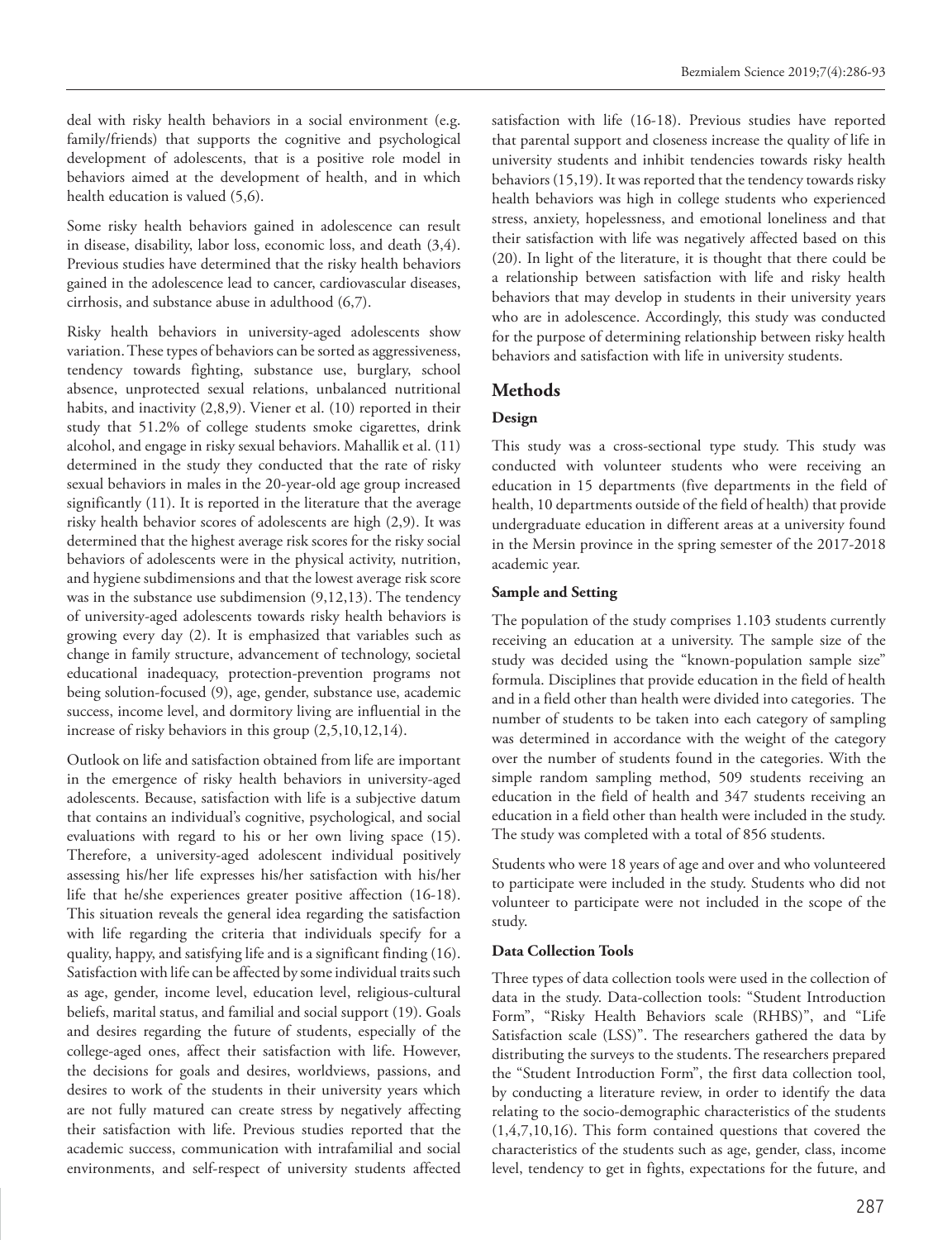deal with risky health behaviors in a social environment (e.g. family/friends) that supports the cognitive and psychological development of adolescents, that is a positive role model in behaviors aimed at the development of health, and in which health education is valued (5,6).

Some risky health behaviors gained in adolescence can result in disease, disability, labor loss, economic loss, and death (3,4). Previous studies have determined that the risky health behaviors gained in the adolescence lead to cancer, cardiovascular diseases, cirrhosis, and substance abuse in adulthood (6,7).

Risky health behaviors in university-aged adolescents show variation. These types of behaviors can be sorted as aggressiveness, tendency towards fighting, substance use, burglary, school absence, unprotected sexual relations, unbalanced nutritional habits, and inactivity (2,8,9). Viener et al. (10) reported in their study that 51.2% of college students smoke cigarettes, drink alcohol, and engage in risky sexual behaviors. Mahallik et al. (11) determined in the study they conducted that the rate of risky sexual behaviors in males in the 20-year-old age group increased significantly (11). It is reported in the literature that the average risky health behavior scores of adolescents are high (2,9). It was determined that the highest average risk scores for the risky social behaviors of adolescents were in the physical activity, nutrition, and hygiene subdimensions and that the lowest average risk score was in the substance use subdimension (9,12,13). The tendency of university-aged adolescents towards risky health behaviors is growing every day (2). It is emphasized that variables such as change in family structure, advancement of technology, societal educational inadequacy, protection-prevention programs not being solution-focused (9), age, gender, substance use, academic success, income level, and dormitory living are influential in the increase of risky behaviors in this group (2,5,10,12,14).

Outlook on life and satisfaction obtained from life are important in the emergence of risky health behaviors in university-aged adolescents. Because, satisfaction with life is a subjective datum that contains an individual's cognitive, psychological, and social evaluations with regard to his or her own living space (15). Therefore, a university-aged adolescent individual positively assessing his/her life expresses his/her satisfaction with his/her life that he/she experiences greater positive affection (16-18). This situation reveals the general idea regarding the satisfaction with life regarding the criteria that individuals specify for a quality, happy, and satisfying life and is a significant finding (16). Satisfaction with life can be affected by some individual traits such as age, gender, income level, education level, religious-cultural beliefs, marital status, and familial and social support (19). Goals and desires regarding the future of students, especially of the college-aged ones, affect their satisfaction with life. However, the decisions for goals and desires, worldviews, passions, and desires to work of the students in their university years which are not fully matured can create stress by negatively affecting their satisfaction with life. Previous studies reported that the academic success, communication with intrafamilial and social environments, and self-respect of university students affected satisfaction with life (16-18). Previous studies have reported that parental support and closeness increase the quality of life in university students and inhibit tendencies towards risky health behaviors (15,19). It was reported that the tendency towards risky health behaviors was high in college students who experienced stress, anxiety, hopelessness, and emotional loneliness and that their satisfaction with life was negatively affected based on this (20). In light of the literature, it is thought that there could be a relationship between satisfaction with life and risky health behaviors that may develop in students in their university years who are in adolescence. Accordingly, this study was conducted for the purpose of determining relationship between risky health behaviors and satisfaction with life in university students.

## Methods

### Design

This study was a cross-sectional type study. This study was conducted with volunteer students who were receiving an education in 15 departments (five departments in the field of health, 10 departments outside of the field of health) that provide undergraduate education in different areas at a university found in the Mersin province in the spring semester of the 2017-2018 academic year.

### Sample and Setting

The population of the study comprises 1.103 students currently receiving an education at a university. The sample size of the study was decided using the "known-population sample size" formula. Disciplines that provide education in the field of health and in a field other than health were divided into categories. The number of students to be taken into each category of sampling was determined in accordance with the weight of the category over the number of students found in the categories. With the simple random sampling method, 509 students receiving an education in the field of health and 347 students receiving an education in a field other than health were included in the study. The study was completed with a total of 856 students.

Students who were 18 years of age and over and who volunteered to participate were included in the study. Students who did not volunteer to participate were not included in the scope of the study.

### Data Collection Tools

Three types of data collection tools were used in the collection of data in the study. Data-collection tools: "Student Introduction Form", "Risky Health Behaviors scale (RHBS)", and "Life Satisfaction scale (LSS)". The researchers gathered the data by distributing the surveys to the students. The researchers prepared the "Student Introduction Form", the first data collection tool, by conducting a literature review, in order to identify the data relating to the socio-demographic characteristics of the students (1,4,7,10,16). This form contained questions that covered the characteristics of the students such as age, gender, class, income level, tendency to get in fights, expectations for the future, and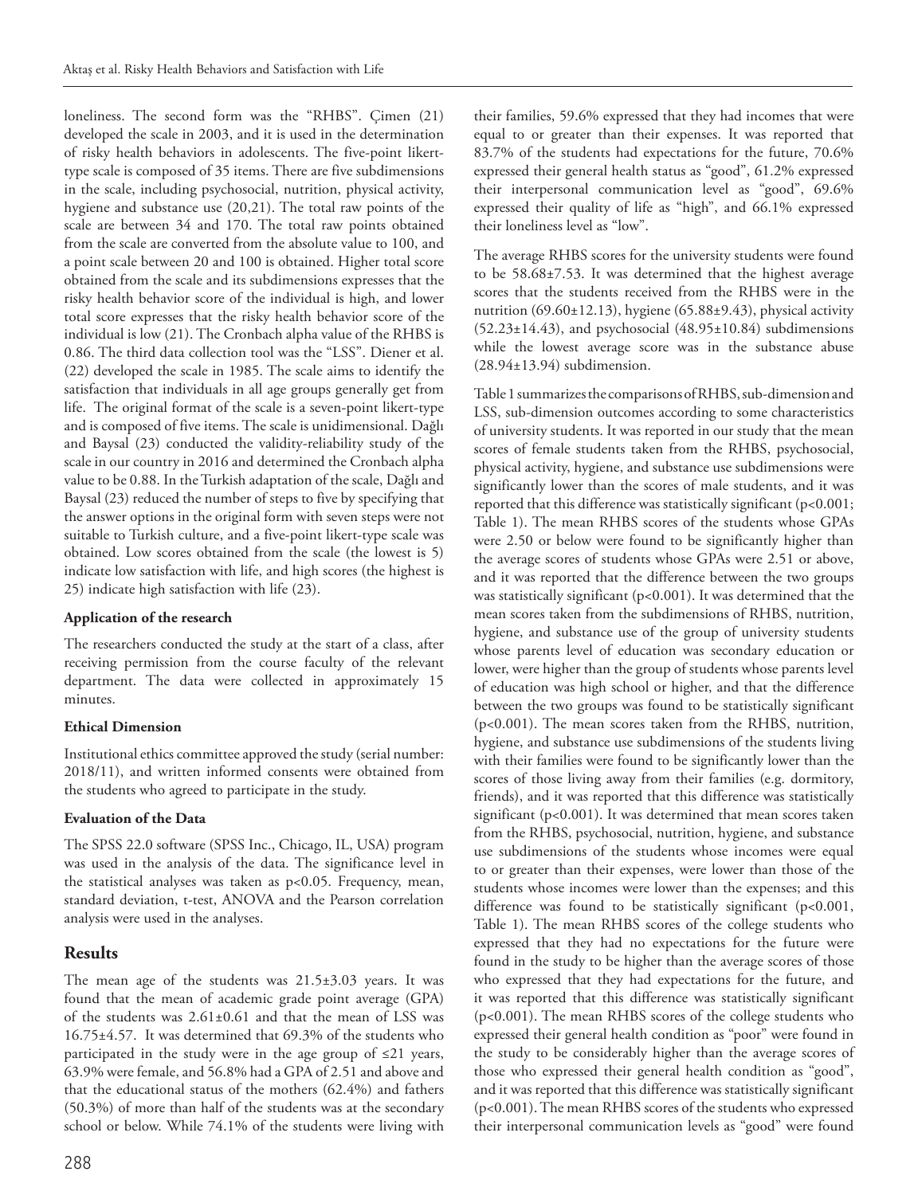loneliness. The second form was the "RHBS". Çimen (21) developed the scale in 2003, and it is used in the determination of risky health behaviors in adolescents. The five-point likert-type scale is composed of 35 items. There are five subdimensions in the scale, including psychosocial, nutrition, physical activity, hygiene and substance use (20,21). The total raw points of the scale are between 34 and 170. The total raw points obtained from the scale are converted from the absolute value to 100, and a point scale between 20 and 100 is obtained. Higher total score obtained from the scale and its subdimensions expresses that the risky health behavior score of the individual is high, and lower total score expresses that the risky health behavior score of the individual is low (21). The Cronbach alpha value of the RHBS is 0.86. The third data collection tool was the "LSS". Diener et al. (22) developed the scale in 1985. The scale aims to identify the satisfaction that individuals in all age groups generally get from life. The original format of the scale is a seven-point likert-type and is composed of five items. The scale is unidimensional. Dağlı and Baysal (23) conducted the validity-reliability study of the scale in our country in 2016 and determined the Cronbach alpha value to be 0.88. In the Turkish adaptation of the scale, Dağlı and Baysal (23) reduced the number of steps to five by specifying that the answer options in the original form with seven steps were not suitable to Turkish culture, and a five-point likert-type scale was obtained. Low scores obtained from the scale (the lowest is 5) indicate low satisfaction with life, and high scores (the highest is 25) indicate high satisfaction with life (23).

**Application of the research**

The researchers conducted the study at the start of a class, after receiving permission from the course faculty of the relevant department. The data were collected in approximately 15 minutes.

**Ethical Dimension**

Institutional ethics committee approved the study (serial number: 2018/11), and written informed consents were obtained from the students who agreed to participate in the study.

**Evaluation of the Data**

The SPSS 22.0 software (SPSS Inc., Chicago, IL, USA) program was used in the analysis of the data. The significance level in the statistical analyses was taken as $p<0.05$. Frequency, mean, standard deviation, t-test, ANOVA and the Pearson correlation analysis were used in the analyses.

## Results

The mean age of the students was 21.5±3.03 years. It was found that the mean of academic grade point average (GPA) of the students was 2.61±0.61 and that the mean of LSS was 16.75±4.57. It was determined that 69.3% of the students who participated in the study were in the age group of ≤21 years, 63.9% were female, and 56.8% had a GPA of 2.51 and above and that the educational status of the mothers (62.4%) and fathers (50.3%) of more than half of the students was at the secondary school or below. While 74.1% of the students were living with their families, 59.6% expressed that they had incomes that were equal to or greater than their expenses. It was reported that 83.7% of the students had expectations for the future, 70.6% expressed their general health status as "good", 61.2% expressed their interpersonal communication level as "good", 69.6% expressed their quality of life as "high", and 66.1% expressed their loneliness level as "low".

The average RHBS scores for the university students were found to be 58.68±7.53. It was determined that the highest average scores that the students received from the RHBS were in the nutrition (69.60±12.13), hygiene (65.88±9.43), physical activity (52.23±14.43), and psychosocial (48.95±10.84) subdimensions while the lowest average score was in the substance abuse (28.94±13.94) subdimension.

Table 1 summarizes the comparisons of RHBS, sub-dimension and LSS, sub-dimension outcomes according to some characteristics of university students. It was reported in our study that the mean scores of female students taken from the RHBS, psychosocial, physical activity, hygiene, and substance use subdimensions were significantly lower than the scores of male students, and it was reported that this difference was statistically significant ($p<0.001$; Table 1). The mean RHBS scores of the students whose GPAs were 2.50 or below were found to be significantly higher than the average scores of students whose GPAs were 2.51 or above, and it was reported that the difference between the two groups was statistically significant ($p<0.001$). It was determined that the mean scores taken from the subdimensions of RHBS, nutrition, hygiene, and substance use of the group of university students whose parents level of education was secondary education or lower, were higher than the group of students whose parents level of education was high school or higher, and that the difference between the two groups was found to be statistically significant ($p<0.001$). The mean scores taken from the RHBS, nutrition, hygiene, and substance use subdimensions of the students living with their families were found to be significantly lower than the scores of those living away from their families (e.g. dormitory, friends), and it was reported that this difference was statistically significant ($p<0.001$). It was determined that mean scores taken from the RHBS, psychosocial, nutrition, hygiene, and substance use subdimensions of the students whose incomes were equal to or greater than their expenses, were lower than those of the students whose incomes were lower than the expenses; and this difference was found to be statistically significant ($p<0.001$, Table 1). The mean RHBS scores of the college students who expressed that they had no expectations for the future were found in the study to be higher than the average scores of those who expressed that they had expectations for the future, and it was reported that this difference was statistically significant ($p<0.001$). The mean RHBS scores of the college students who expressed their general health condition as "poor" were found in the study to be considerably higher than the average scores of those who expressed their general health condition as "good", and it was reported that this difference was statistically significant ($p<0.001$). The mean RHBS scores of the students who expressed their interpersonal communication levels as "good" were found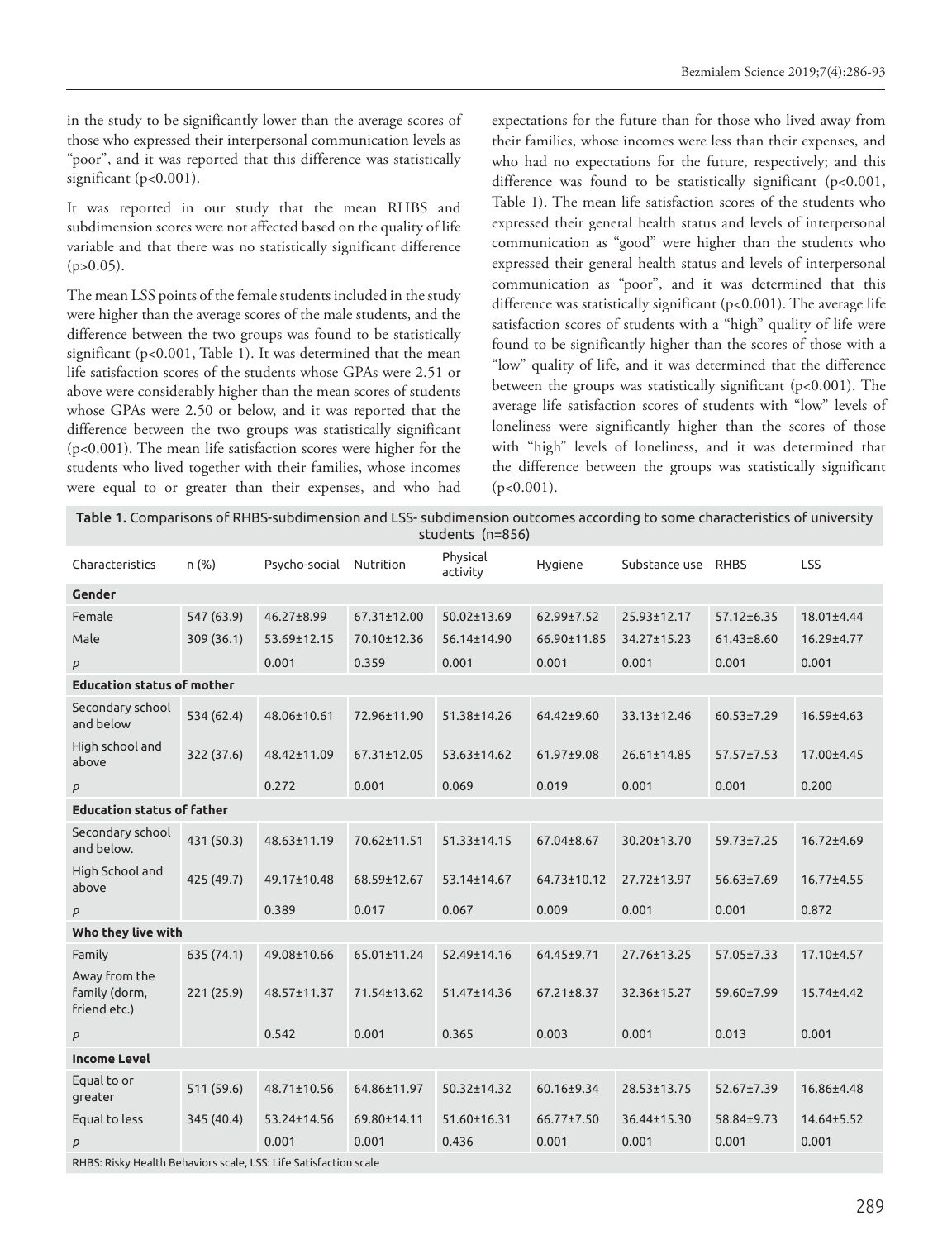in the study to be significantly lower than the average scores of those who expressed their interpersonal communication levels as "poor", and it was reported that this difference was statistically significant ($p<0.001$).

It was reported in our study that the mean RHBS and subdimension scores were not affected based on the quality of life variable and that there was no statistically significant difference ($p>0.05$).

The mean LSS points of the female students included in the study were higher than the average scores of the male students, and the difference between the two groups was found to be statistically significant ($p<0.001$, Table 1). It was determined that the mean life satisfaction scores of the students whose GPAs were 2.51 or above were considerably higher than the mean scores of students whose GPAs were 2.50 or below, and it was reported that the difference between the two groups was statistically significant ($p<0.001$). The mean life satisfaction scores were higher for the students who lived together with their families, whose incomes were equal to or greater than their expenses, and who had expectations for the future than for those who lived away from their families, whose incomes were less than their expenses, and who had no expectations for the future, respectively; and this difference was found to be statistically significant ($p<0.001$, Table 1). The mean life satisfaction scores of the students who expressed their general health status and levels of interpersonal communication as "good" were higher than the students who expressed their general health status and levels of interpersonal communication as "poor", and it was determined that this difference was statistically significant ($p<0.001$). The average life satisfaction scores of students with a "high" quality of life were found to be significantly higher than the scores of those with a "low" quality of life, and it was determined that the difference between the groups was statistically significant ($p<0.001$). The average life satisfaction scores of students with "low" levels of loneliness were significantly higher than the scores of those with "high" levels of loneliness, and it was determined that the difference between the groups was statistically significant ($p<0.001$).

**Table 1.** Comparisons of RHBS-subdimension and LSS- subdimension outcomes according to some characteristics of university students (n=856)

| Characteristics | n (%) | Psycho-social | Nutrition | Physical activity | Hygiene | Substance use | RHBS | LSS |
|---|---|---|---|---|---|---|---|---|
| **Gender** | | | | | | | | |
| Female | 547 (63.9) | 46.27±8.99 | 67.31±12.00 | 50.02±13.69 | 62.99±7.52 | 25.93±12.17 | 57.12±6.35 | 18.01±4.44 |
| Male | 309 (36.1) | 53.69±12.15 | 70.10±12.36 | 56.14±14.90 | 66.90±11.85 | 34.27±15.23 | 61.43±8.60 | 16.29±4.77 |
| *p* | | 0.001 | 0.359 | 0.001 | 0.001 | 0.001 | 0.001 | 0.001 |
| **Education status of mother** | | | | | | | | |
| Secondary school and below | 534 (62.4) | 48.06±10.61 | 72.96±11.90 | 51.38±14.26 | 64.42±9.60 | 33.13±12.46 | 60.53±7.29 | 16.59±4.63 |
| High school and above | 322 (37.6) | 48.42±11.09 | 67.31±12.05 | 53.63±14.62 | 61.97±9.08 | 26.61±14.85 | 57.57±7.53 | 17.00±4.45 |
| *p* | | 0.272 | 0.001 | 0.069 | 0.019 | 0.001 | 0.001 | 0.200 |
| **Education status of father** | | | | | | | | |
| Secondary school and below. | 431 (50.3) | 48.63±11.19 | 70.62±11.51 | 51.33±14.15 | 67.04±8.67 | 30.20±13.70 | 59.73±7.25 | 16.72±4.69 |
| High School and above | 425 (49.7) | 49.17±10.48 | 68.59±12.67 | 53.14±14.67 | 64.73±10.12 | 27.72±13.97 | 56.63±7.69 | 16.77±4.55 |
| *p* | | 0.389 | 0.017 | 0.067 | 0.009 | 0.001 | 0.001 | 0.872 |
| **Who they live with** | | | | | | | | |
| Family | 635 (74.1) | 49.08±10.66 | 65.01±11.24 | 52.49±14.16 | 64.45±9.71 | 27.76±13.25 | 57.05±7.33 | 17.10±4.57 |
| Away from the family (dorm, friend etc.) | 221 (25.9) | 48.57±11.37 | 71.54±13.62 | 51.47±14.36 | 67.21±8.37 | 32.36±15.27 | 59.60±7.99 | 15.74±4.42 |
| *p* | | 0.542 | 0.001 | 0.365 | 0.003 | 0.001 | 0.013 | 0.001 |
| **Income Level** | | | | | | | | |
| Equal to or greater | 511 (59.6) | 48.71±10.56 | 64.86±11.97 | 50.32±14.32 | 60.16±9.34 | 28.53±13.75 | 52.67±7.39 | 16.86±4.48 |
| Equal to less | 345 (40.4) | 53.24±14.56 | 69.80±14.11 | 51.60±16.31 | 66.77±7.50 | 36.44±15.30 | 58.84±9.73 | 14.64±5.52 |
| *p* | | 0.001 | 0.001 | 0.436 | 0.001 | 0.001 | 0.001 | 0.001 |

RHBS: Risky Health Behaviors scale, LSS: Life Satisfaction scale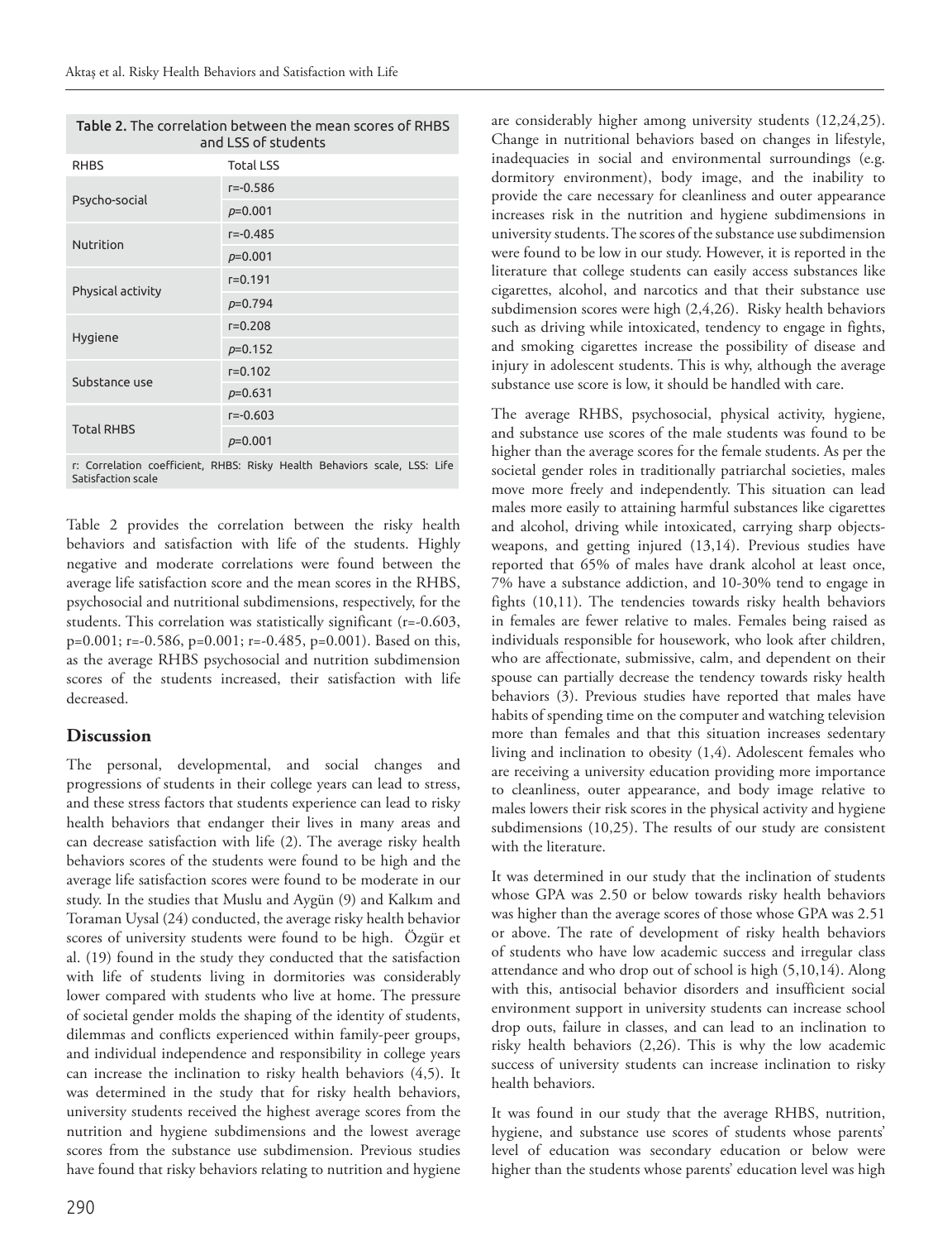**Table 2.** The correlation between the mean scores of RHBS and LSS of students

| RHBS | Total LSS |
| --- | --- |
| Psycho-social | r=-0.586 |
| | *p*=0.001 |
| Nutrition | r=-0.485 |
| | *p*=0.001 |
| Physical activity | r=0.191 |
| | *p*=0.794 |
| Hygiene | r=0.208 |
| | *p*=0.152 |
| Substance use | r=0.102 |
| | *p*=0.631 |
| Total RHBS | r=-0.603 |
| | *p*=0.001 |

r: Correlation coefficient, RHBS: Risky Health Behaviors scale, LSS: Life Satisfaction scale

Table 2 provides the correlation between the risky health behaviors and satisfaction with life of the students. Highly negative and moderate correlations were found between the average life satisfaction score and the mean scores in the RHBS, psychosocial and nutritional subdimensions, respectively, for the students. This correlation was statistically significant (r=-0.603, p=0.001; r=-0.586, p=0.001; r=-0.485, p=0.001). Based on this, as the average RHBS psychosocial and nutrition subdimension scores of the students increased, their satisfaction with life decreased.

## Discussion

The personal, developmental, and social changes and progressions of students in their college years can lead to stress, and these stress factors that students experience can lead to risky health behaviors that endanger their lives in many areas and can decrease satisfaction with life (2). The average risky health behaviors scores of the students were found to be high and the average life satisfaction scores were found to be moderate in our study. In the studies that Muslu and Aygün (9) and Kalkım and Toraman Uysal (24) conducted, the average risky health behavior scores of university students were found to be high. Özgür et al. (19) found in the study they conducted that the satisfaction with life of students living in dormitories was considerably lower compared with students who live at home. The pressure of societal gender molds the shaping of the identity of students, dilemmas and conflicts experienced within family-peer groups, and individual independence and responsibility in college years can increase the inclination to risky health behaviors (4,5). It was determined in the study that for risky health behaviors, university students received the highest average scores from the nutrition and hygiene subdimensions and the lowest average scores from the substance use subdimension. Previous studies have found that risky behaviors relating to nutrition and hygiene are considerably higher among university students (12,24,25). Change in nutritional behaviors based on changes in lifestyle, inadequacies in social and environmental surroundings (e.g. dormitory environment), body image, and the inability to provide the care necessary for cleanliness and outer appearance increases risk in the nutrition and hygiene subdimensions in university students. The scores of the substance use subdimension were found to be low in our study. However, it is reported in the literature that college students can easily access substances like cigarettes, alcohol, and narcotics and that their substance use subdimension scores were high (2,4,26). Risky health behaviors such as driving while intoxicated, tendency to engage in fights, and smoking cigarettes increase the possibility of disease and injury in adolescent students. This is why, although the average substance use score is low, it should be handled with care.

The average RHBS, psychosocial, physical activity, hygiene, and substance use scores of the male students was found to be higher than the average scores for the female students. As per the societal gender roles in traditionally patriarchal societies, males move more freely and independently. This situation can lead males more easily to attaining harmful substances like cigarettes and alcohol, driving while intoxicated, carrying sharp objects-weapons, and getting injured (13,14). Previous studies have reported that 65% of males have drank alcohol at least once, 7% have a substance addiction, and 10-30% tend to engage in fights (10,11). The tendencies towards risky health behaviors in females are fewer relative to males. Females being raised as individuals responsible for housework, who look after children, who are affectionate, submissive, calm, and dependent on their spouse can partially decrease the tendency towards risky health behaviors (3). Previous studies have reported that males have habits of spending time on the computer and watching television more than females and that this situation increases sedentary living and inclination to obesity (1,4). Adolescent females who are receiving a university education providing more importance to cleanliness, outer appearance, and body image relative to males lowers their risk scores in the physical activity and hygiene subdimensions (10,25). The results of our study are consistent with the literature.

It was determined in our study that the inclination of students whose GPA was 2.50 or below towards risky health behaviors was higher than the average scores of those whose GPA was 2.51 or above. The rate of development of risky health behaviors of students who have low academic success and irregular class attendance and who drop out of school is high (5,10,14). Along with this, antisocial behavior disorders and insufficient social environment support in university students can increase school drop outs, failure in classes, and can lead to an inclination to risky health behaviors (2,26). This is why the low academic success of university students can increase inclination to risky health behaviors.

It was found in our study that the average RHBS, nutrition, hygiene, and substance use scores of students whose parents' level of education was secondary education or below were higher than the students whose parents' education level was high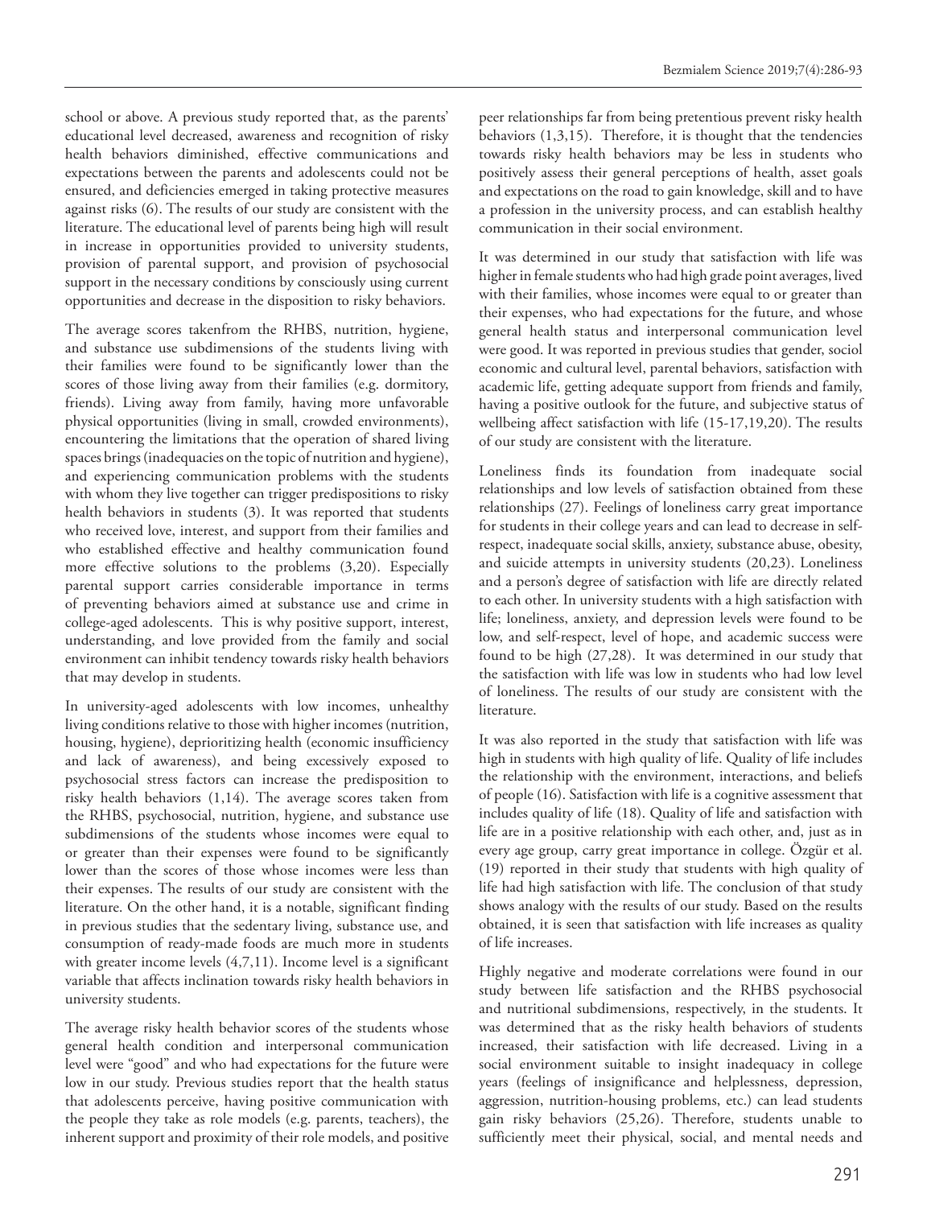school or above. A previous study reported that, as the parents' educational level decreased, awareness and recognition of risky health behaviors diminished, effective communications and expectations between the parents and adolescents could not be ensured, and deficiencies emerged in taking protective measures against risks (6). The results of our study are consistent with the literature. The educational level of parents being high will result in increase in opportunities provided to university students, provision of parental support, and provision of psychosocial support in the necessary conditions by consciously using current opportunities and decrease in the disposition to risky behaviors.

The average scores takenfrom the RHBS, nutrition, hygiene, and substance use subdimensions of the students living with their families were found to be significantly lower than the scores of those living away from their families (e.g. dormitory, friends). Living away from family, having more unfavorable physical opportunities (living in small, crowded environments), encountering the limitations that the operation of shared living spaces brings (inadequacies on the topic of nutrition and hygiene), and experiencing communication problems with the students with whom they live together can trigger predispositions to risky health behaviors in students (3). It was reported that students who received love, interest, and support from their families and who established effective and healthy communication found more effective solutions to the problems (3,20). Especially parental support carries considerable importance in terms of preventing behaviors aimed at substance use and crime in college-aged adolescents. This is why positive support, interest, understanding, and love provided from the family and social environment can inhibit tendency towards risky health behaviors that may develop in students.

In university-aged adolescents with low incomes, unhealthy living conditions relative to those with higher incomes (nutrition, housing, hygiene), deprioritizing health (economic insufficiency and lack of awareness), and being excessively exposed to psychosocial stress factors can increase the predisposition to risky health behaviors (1,14). The average scores taken from the RHBS, psychosocial, nutrition, hygiene, and substance use subdimensions of the students whose incomes were equal to or greater than their expenses were found to be significantly lower than the scores of those whose incomes were less than their expenses. The results of our study are consistent with the literature. On the other hand, it is a notable, significant finding in previous studies that the sedentary living, substance use, and consumption of ready-made foods are much more in students with greater income levels (4,7,11). Income level is a significant variable that affects inclination towards risky health behaviors in university students.

The average risky health behavior scores of the students whose general health condition and interpersonal communication level were "good" and who had expectations for the future were low in our study. Previous studies report that the health status that adolescents perceive, having positive communication with the people they take as role models (e.g. parents, teachers), the inherent support and proximity of their role models, and positive peer relationships far from being pretentious prevent risky health behaviors (1,3,15). Therefore, it is thought that the tendencies towards risky health behaviors may be less in students who positively assess their general perceptions of health, asset goals and expectations on the road to gain knowledge, skill and to have a profession in the university process, and can establish healthy communication in their social environment.

It was determined in our study that satisfaction with life was higher in female students who had high grade point averages, lived with their families, whose incomes were equal to or greater than their expenses, who had expectations for the future, and whose general health status and interpersonal communication level were good. It was reported in previous studies that gender, sociol economic and cultural level, parental behaviors, satisfaction with academic life, getting adequate support from friends and family, having a positive outlook for the future, and subjective status of wellbeing affect satisfaction with life (15-17,19,20). The results of our study are consistent with the literature.

Loneliness finds its foundation from inadequate social relationships and low levels of satisfaction obtained from these relationships (27). Feelings of loneliness carry great importance for students in their college years and can lead to decrease in self-respect, inadequate social skills, anxiety, substance abuse, obesity, and suicide attempts in university students (20,23). Loneliness and a person's degree of satisfaction with life are directly related to each other. In university students with a high satisfaction with life; loneliness, anxiety, and depression levels were found to be low, and self-respect, level of hope, and academic success were found to be high (27,28). It was determined in our study that the satisfaction with life was low in students who had low level of loneliness. The results of our study are consistent with the literature.

It was also reported in the study that satisfaction with life was high in students with high quality of life. Quality of life includes the relationship with the environment, interactions, and beliefs of people (16). Satisfaction with life is a cognitive assessment that includes quality of life (18). Quality of life and satisfaction with life are in a positive relationship with each other, and, just as in every age group, carry great importance in college. Özgür et al. (19) reported in their study that students with high quality of life had high satisfaction with life. The conclusion of that study shows analogy with the results of our study. Based on the results obtained, it is seen that satisfaction with life increases as quality of life increases.

Highly negative and moderate correlations were found in our study between life satisfaction and the RHBS psychosocial and nutritional subdimensions, respectively, in the students. It was determined that as the risky health behaviors of students increased, their satisfaction with life decreased. Living in a social environment suitable to insight inadequacy in college years (feelings of insignificance and helplessness, depression, aggression, nutrition-housing problems, etc.) can lead students gain risky behaviors (25,26). Therefore, students unable to sufficiently meet their physical, social, and mental needs and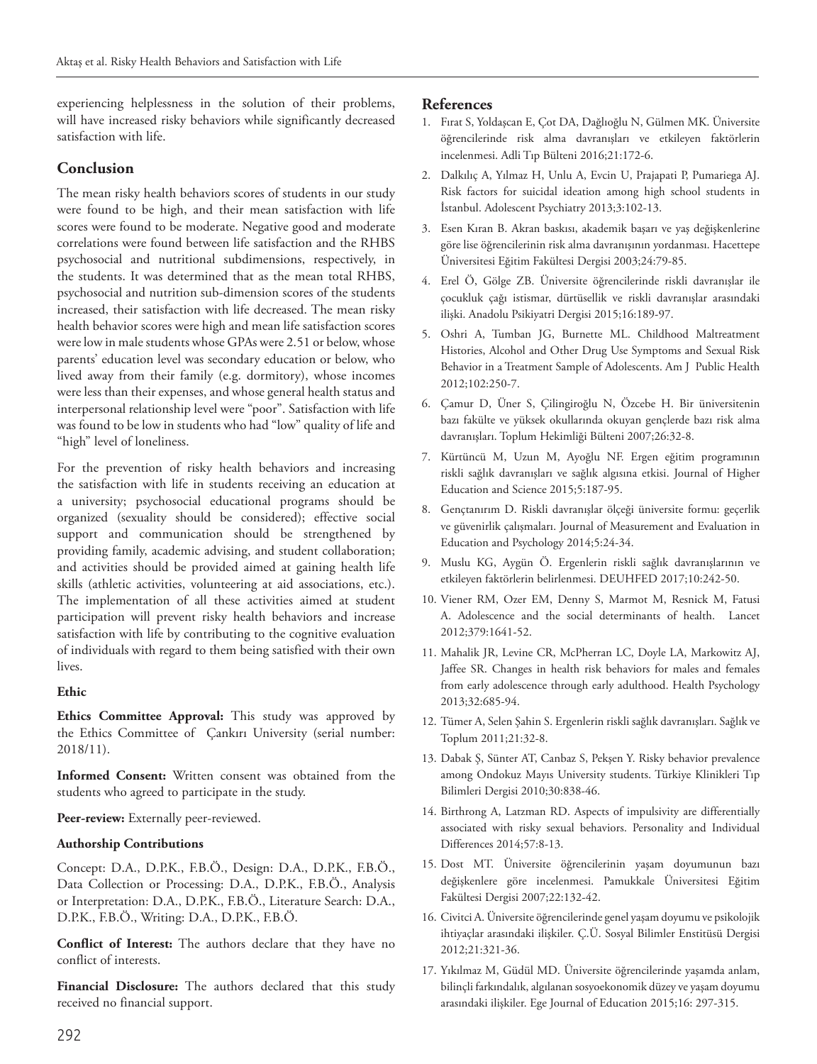experiencing helplessness in the solution of their problems, will have increased risky behaviors while significantly decreased satisfaction with life.

## Conclusion

The mean risky health behaviors scores of students in our study were found to be high, and their mean satisfaction with life scores were found to be moderate. Negative good and moderate correlations were found between life satisfaction and the RHBS psychosocial and nutritional subdimensions, respectively, in the students. It was determined that as the mean total RHBS, psychosocial and nutrition sub-dimension scores of the students increased, their satisfaction with life decreased. The mean risky health behavior scores were high and mean life satisfaction scores were low in male students whose GPAs were 2.51 or below, whose parents' education level was secondary education or below, who lived away from their family (e.g. dormitory), whose incomes were less than their expenses, and whose general health status and interpersonal relationship level were "poor". Satisfaction with life was found to be low in students who had "low" quality of life and "high" level of loneliness.

For the prevention of risky health behaviors and increasing the satisfaction with life in students receiving an education at a university; psychosocial educational programs should be organized (sexuality should be considered); effective social support and communication should be strengthened by providing family, academic advising, and student collaboration; and activities should be provided aimed at gaining health life skills (athletic activities, volunteering at aid associations, etc.). The implementation of all these activities aimed at student participation will prevent risky health behaviors and increase satisfaction with life by contributing to the cognitive evaluation of individuals with regard to them being satisfied with their own lives.

### Ethic

**Ethics Committee Approval:** This study was approved by the Ethics Committee of Çankırı University (serial number: 2018/11).

**Informed Consent:** Written consent was obtained from the students who agreed to participate in the study.

**Peer-review:** Externally peer-reviewed.

### Authorship Contributions

Concept: D.A., D.P.K., F.B.Ö., Design: D.A., D.P.K., F.B.Ö., Data Collection or Processing: D.A., D.P.K., F.B.Ö., Analysis or Interpretation: D.A., D.P.K., F.B.Ö., Literature Search: D.A., D.P.K., F.B.Ö., Writing: D.A., D.P.K., F.B.Ö.

**Conflict of Interest:** The authors declare that they have no conflict of interests.

**Financial Disclosure:** The authors declared that this study received no financial support.

## References

1. Fırat S, Yoldaşcan E, Çot DA, Dağlıoğlu N, Gülmen MK. Üniversite öğrencilerinde risk alma davranışları ve etkileyen faktörlerin incelenmesi. Adli Tıp Bülteni 2016;21:172-6.
2. Dalkılıç A, Yılmaz H, Unlu A, Evcin U, Prajapati P, Pumariega AJ. Risk factors for suicidal ideation among high school students in İstanbul. Adolescent Psychiatry 2013;3:102-13.
3. Esen Kıran B. Akran baskısı, akademik başarı ve yaş değişkenlerine göre lise öğrencilerinin risk alma davranışının yordanması. Hacettepe Üniversitesi Eğitim Fakültesi Dergisi 2003;24:79-85.
4. Erel Ö, Gölge ZB. Üniversite öğrencilerinde riskli davranışlar ile çocukluk çağı istismar, dürtüsellik ve riskli davranışlar arasındaki ilişki. Anadolu Psikiyatri Dergisi 2015;16:189-97.
5. Oshri A, Tumban JG, Burnette ML. Childhood Maltreatment Histories, Alcohol and Other Drug Use Symptoms and Sexual Risk Behavior in a Treatment Sample of Adolescents. Am J Public Health 2012;102:250-7.
6. Çamur D, Üner S, Çilingiroğlu N, Özcebe H. Bir üniversitenin bazı fakülte ve yüksek okullarında okuyan gençlerde bazı risk alma davranışları. Toplum Hekimliği Bülteni 2007;26:32-8.
7. Kürtüncü M, Uzun M, Ayoğlu NF. Ergen eğitim programının riskli sağlık davranışları ve sağlık algısına etkisi. Journal of Higher Education and Science 2015;5:187-95.
8. Gençtanırım D. Riskli davranışlar ölçeği üniversite formu: geçerlik ve güvenirlik çalışmaları. Journal of Measurement and Evaluation in Education and Psychology 2014;5:24-34.
9. Muslu KG, Aygün Ö. Ergenlerin riskli sağlık davranışlarının ve etkileyen faktörlerin belirlenmesi. DEUHFED 2017;10:242-50.
10. Viener RM, Ozer EM, Denny S, Marmot M, Resnick M, Fatusi A. Adolescence and the social determinants of health. Lancet 2012;379:1641-52.
11. Mahalik JR, Levine CR, McPherran LC, Doyle LA, Markowitz AJ, Jaffee SR. Changes in health risk behaviors for males and females from early adolescence through early adulthood. Health Psychology 2013;32:685-94.
12. Tümer A, Selen Şahin S. Ergenlerin riskli sağlık davranışları. Sağlık ve Toplum 2011;21:32-8.
13. Dabak Ş, Sünter AT, Canbaz S, Pekşen Y. Risky behavior prevalence among Ondokuz Mayıs University students. Türkiye Klinikleri Tıp Bilimleri Dergisi 2010;30:838-46.
14. Birthrong A, Latzman RD. Aspects of impulsivity are differentially associated with risky sexual behaviors. Personality and Individual Differences 2014;57:8-13.
15. Dost MT. Üniversite öğrencilerinin yaşam doyumunun bazı değişkenlere göre incelenmesi. Pamukkale Üniversitesi Eğitim Fakültesi Dergisi 2007;22:132-42.
16. Civitci A. Üniversite öğrencilerinde genel yaşam doyumu ve psikolojik ihtiyaçlar arasındaki ilişkiler. Ç.Ü. Sosyal Bilimler Enstitüsü Dergisi 2012;21:321-36.
17. Yıkılmaz M, Güdül MD. Üniversite öğrencilerinde yaşamda anlam, bilinçli farkındalık, algılanan sosyoekonomik düzey ve yaşam doyumu arasındaki ilişkiler. Ege Journal of Education 2015;16: 297-315.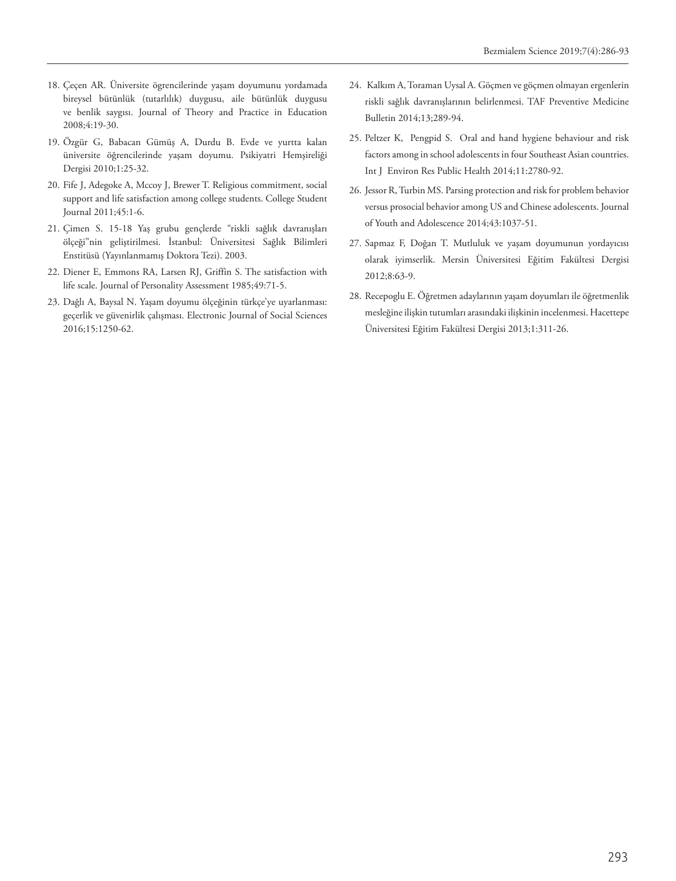18. Çeçen AR. Üniversite ögrencilerinde yaşam doyumunu yordamada bireysel bütünlük (tutarlılık) duygusu, aile bütünlük duygusu ve benlik saygısı. Journal of Theory and Practice in Education 2008;4:19-30.
19. Özgür G, Babacan Gümüş A, Durdu B. Evde ve yurtta kalan üniversite öğrencilerinde yaşam doyumu. Psikiyatri Hemşireliği Dergisi 2010;1:25-32.
20. Fife J, Adegoke A, Mccoy J, Brewer T. Religious commitment, social support and life satisfaction among college students. College Student Journal 2011;45:1-6.
21. Çimen S. 15-18 Yaş grubu gençlerde "riskli sağlık davranışları ölçeği"nin geliştirilmesi. İstanbul: Üniversitesi Sağlık Bilimleri Enstitüsü (Yayınlanmamış Doktora Tezi). 2003.
22. Diener E, Emmons RA, Larsen RJ, Griffin S. The satisfaction with life scale. Journal of Personality Assessment 1985;49:71-5.
23. Dağlı A, Baysal N. Yaşam doyumu ölçeğinin türkçe'ye uyarlanması: geçerlik ve güvenirlik çalışması. Electronic Journal of Social Sciences 2016;15:1250-62.
24. Kalkım A, Toraman Uysal A. Göçmen ve göçmen olmayan ergenlerin riskli sağlık davranışlarının belirlenmesi. TAF Preventive Medicine Bulletin 2014;13;289-94.
25. Peltzer K, Pengpid S. Oral and hand hygiene behaviour and risk factors among in school adolescents in four Southeast Asian countries. Int J Environ Res Public Health 2014;11:2780-92.
26. Jessor R, Turbin MS. Parsing protection and risk for problem behavior versus prosocial behavior among US and Chinese adolescents. Journal of Youth and Adolescence 2014;43:1037-51.
27. Sapmaz F, Doğan T. Mutluluk ve yaşam doyumunun yordayıcısı olarak iyimserlik. Mersin Üniversitesi Eğitim Fakültesi Dergisi 2012;8:63-9.
28. Recepoglu E. Öğretmen adaylarının yaşam doyumları ile öğretmenlik mesleğine ilişkin tutumları arasındaki ilişkinin incelenmesi. Hacettepe Üniversitesi Eğitim Fakültesi Dergisi 2013;1:311-26.